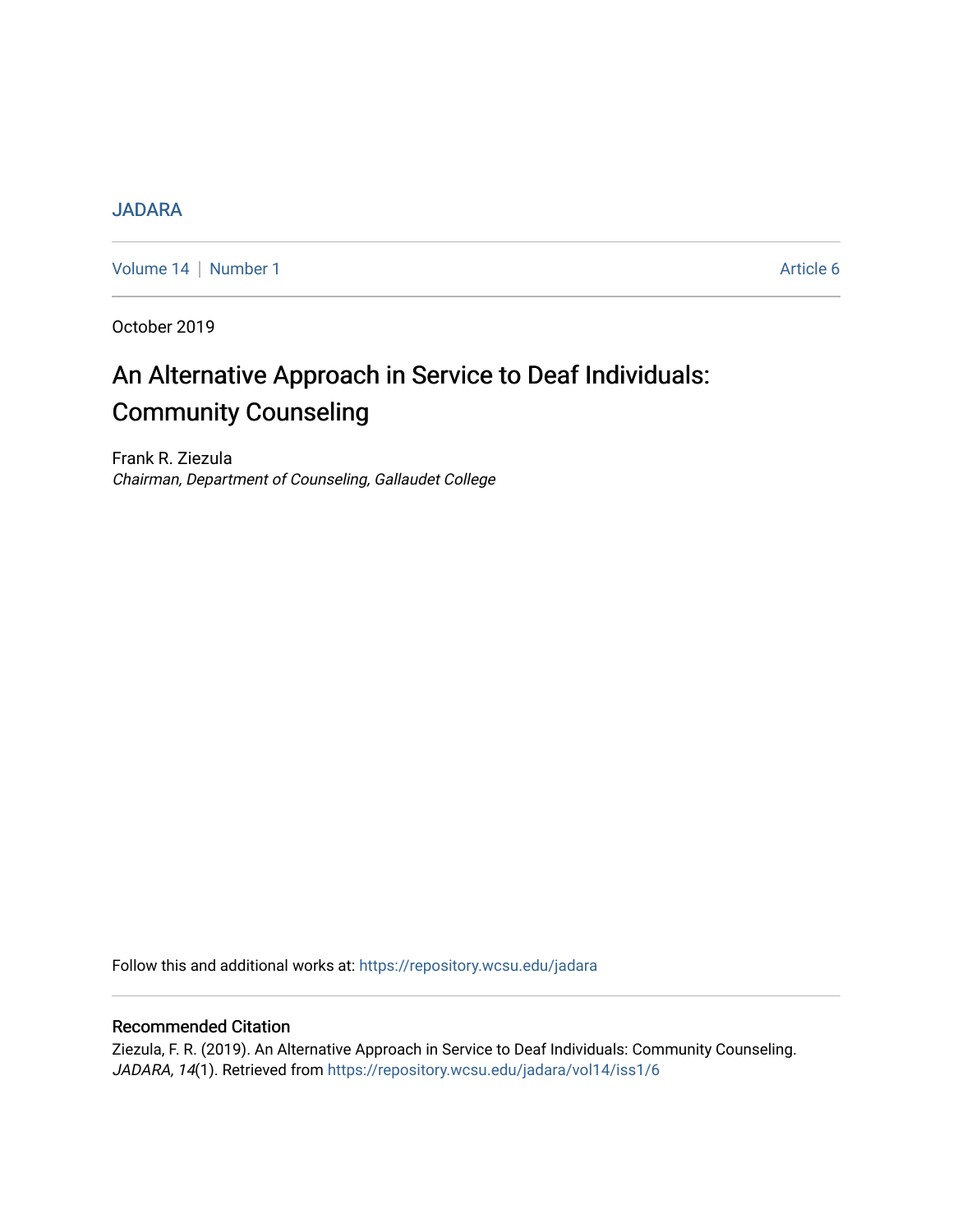JADARA

Volume 14 | Number 1 Article 6

October 2019

# An Alternative Approach in Service to Deaf Individuals: Community Counseling

Frank R. Ziezula
*Chairman, Department of Counseling, Gallaudet College*

Follow this and additional works at: https://repository.wcsu.edu/jadara

## Recommended Citation

Ziezula, F. R. (2019). An Alternative Approach in Service to Deaf Individuals: Community Counseling. *JADARA, 14*(1). Retrieved from https://repository.wcsu.edu/jadara/vol14/iss1/6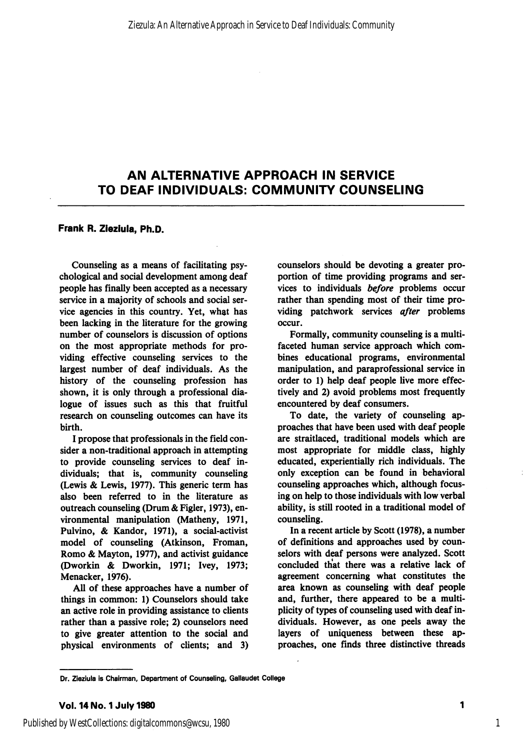# AN ALTERNATIVE APPROACH IN SERVICE TO DEAF INDIVIDUALS: COMMUNITY COUNSELING

**Frank R. Zieziula, Ph.D.**

Counseling as a means of facilitating psychological and social development among deaf people has finally been accepted as a necessary service in a majority of schools and social service agencies in this country. Yet, what has been lacking in the literature for the growing number of counselors is discussion of options on the most appropriate methods for providing effective counseling services to the largest number of deaf individuals. As the history of the counseling profession has shown, it is only through a professional dialogue of issues such as this that fruitful research on counseling outcomes can have its birth.

I propose that professionals in the field consider a non-traditional approach in attempting to provide counseling services to deaf individuals; that is, community counseling (Lewis & Lewis, 1977). This generic term has also been referred to in the literature as outreach counseling (Drum & Figler, 1973), environmental manipulation (Matheny, 1971, Pulvino, & Kandor, 1971), a social-activist model of counseling (Atkinson, Froman, Romo & Mayton, 1977), and activist guidance (Dworkin & Dworkin, 1971; Ivey, 1973; Menacker, 1976).

All of these approaches have a number of things in common: 1) Counselors should take an active role in providing assistance to clients rather than a passive role; 2) counselors need to give greater attention to the social and physical environments of clients; and 3) counselors should be devoting a greater proportion of time providing programs and services to individuals *before* problems occur rather than spending most of their time providing patchwork services *after* problems occur.

Formally, community counseling is a multifaceted human service approach which combines educational programs, environmental manipulation, and paraprofessional service in order to 1) help deaf people live more effectively and 2) avoid problems most frequently encountered by deaf consumers.

To date, the variety of counseling approaches that have been used with deaf people are straitlaced, traditional models which are most appropriate for middle class, highly educated, experientially rich individuals. The only exception can be found in behavioral counseling approaches which, although focusing on help to those individuals with low verbal ability, is still rooted in a traditional model of counseling.

In a recent article by Scott (1978), a number of definitions and approaches used by counselors with deaf persons were analyzed. Scott concluded that there was a relative lack of agreement concerning what constitutes the area known as counseling with deaf people and, further, there appeared to be a multiplicity of types of counseling used with deaf individuals. However, as one peels away the layers of uniqueness between these approaches, one finds three distinctive threads

---

Dr. Zieziula is Chairman, Department of Counseling, Gallaudet College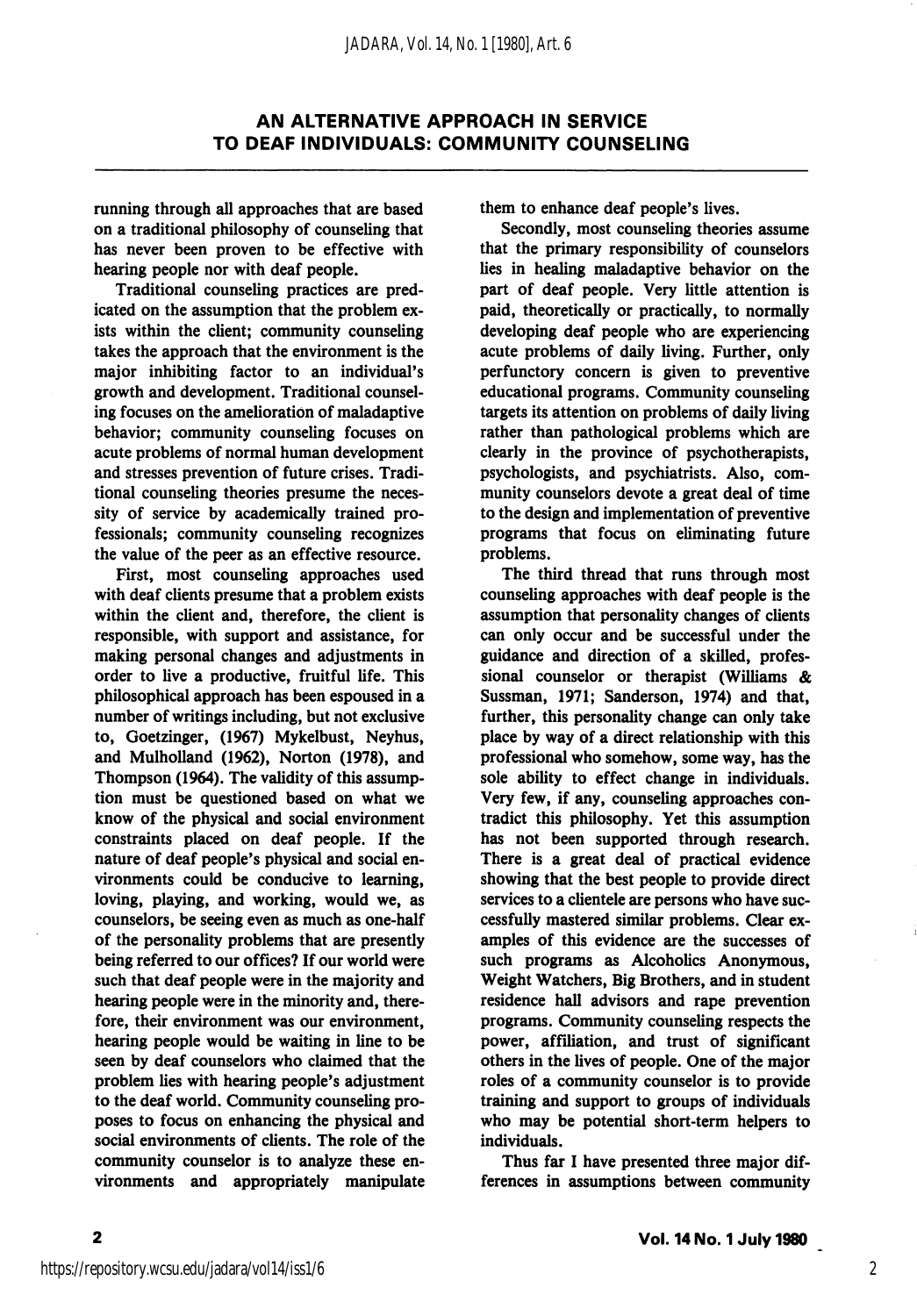running through all approaches that are based on a traditional philosophy of counseling that has never been proven to be effective with hearing people nor with deaf people.

Traditional counseling practices are predicated on the assumption that the problem exists within the client; community counseling takes the approach that the environment is the major inhibiting factor to an individual's growth and development. Traditional counseling focuses on the amelioration of maladaptive behavior; community counseling focuses on acute problems of normal human development and stresses prevention of future crises. Traditional counseling theories presume the necessity of service by academically trained professionals; community counseling recognizes the value of the peer as an effective resource.

First, most counseling approaches used with deaf clients presume that a problem exists within the client and, therefore, the client is responsible, with support and assistance, for making personal changes and adjustments in order to live a productive, fruitful life. This philosophical approach has been espoused in a number of writings including, but not exclusive to, Goetzinger, (1967) Mykelbust, Neyhus, and Mulholland (1962), Norton (1978), and Thompson (1964). The validity of this assumption must be questioned based on what we know of the physical and social environment constraints placed on deaf people. If the nature of deaf people's physical and social environments could be conducive to learning, loving, playing, and working, would we, as counselors, be seeing even as much as one-half of the personality problems that are presently being referred to our offices? If our world were such that deaf people were in the majority and hearing people were in the minority and, therefore, their environment was our environment, hearing people would be waiting in line to be seen by deaf counselors who claimed that the problem lies with hearing people's adjustment to the deaf world. Community counseling proposes to focus on enhancing the physical and social environments of clients. The role of the community counselor is to analyze these environments and appropriately manipulate them to enhance deaf people's lives.

Secondly, most counseling theories assume that the primary responsibility of counselors lies in healing maladaptive behavior on the part of deaf people. Very little attention is paid, theoretically or practically, to normally developing deaf people who are experiencing acute problems of daily living. Further, only perfunctory concern is given to preventive educational programs. Community counseling targets its attention on problems of daily living rather than pathological problems which are clearly in the province of psychotherapists, psychologists, and psychiatrists. Also, community counselors devote a great deal of time to the design and implementation of preventive programs that focus on eliminating future problems.

The third thread that runs through most counseling approaches with deaf people is the assumption that personality changes of clients can only occur and be successful under the guidance and direction of a skilled, professional counselor or therapist (Williams & Sussman, 1971; Sanderson, 1974) and that, further, this personality change can only take place by way of a direct relationship with this professional who somehow, some way, has the sole ability to effect change in individuals. Very few, if any, counseling approaches contradict this philosophy. Yet this assumption has not been supported through research. There is a great deal of practical evidence showing that the best people to provide direct services to a clientele are persons who have successfully mastered similar problems. Clear examples of this evidence are the successes of such programs as Alcoholics Anonymous, Weight Watchers, Big Brothers, and in student residence hall advisors and rape prevention programs. Community counseling respects the power, affiliation, and trust of significant others in the lives of people. One of the major roles of a community counselor is to provide training and support to groups of individuals who may be potential short-term helpers to individuals.

Thus far I have presented three major differences in assumptions between community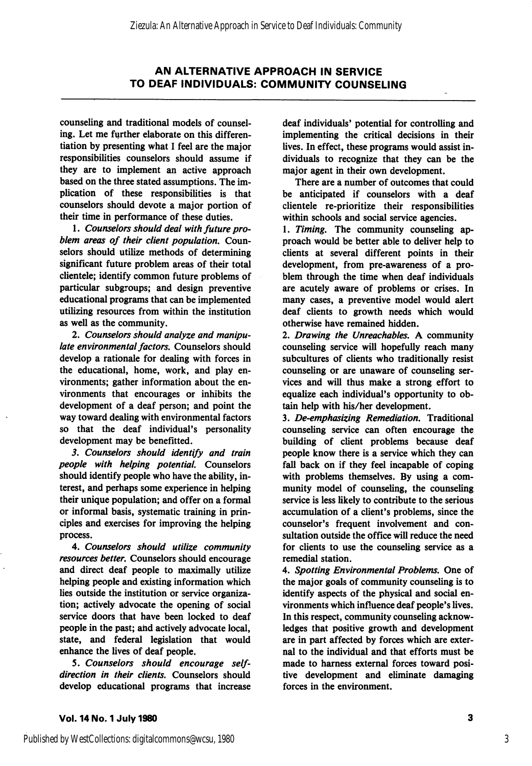counseling and traditional models of counseling. Let me further elaborate on this differentiation by presenting what I feel are the major responsibilities counselors should assume if they are to implement an active approach based on the three stated assumptions. The implication of these responsibilities is that counselors should devote a major portion of their time in performance of these duties.

1. *Counselors should deal with future problem areas of their client population.* Counselors should utilize methods of determining significant future problem areas of their total clientele; identify common future problems of particular subgroups; and design preventive educational programs that can be implemented utilizing resources from within the institution as well as the community.

2. *Counselors should analyze and manipulate environmental factors.* Counselors should develop a rationale for dealing with forces in the educational, home, work, and play environments; gather information about the environments that encourages or inhibits the development of a deaf person; and point the way toward dealing with environmental factors so that the deaf individual's personality development may be benefitted.

3. *Counselors should identify and train people with helping potential.* Counselors should identify people who have the ability, interest, and perhaps some experience in helping their unique population; and offer on a formal or informal basis, systematic training in principles and exercises for improving the helping process.

4. *Counselors should utilize community resources better.* Counselors should encourage and direct deaf people to maximally utilize helping people and existing information which lies outside the institution or service organization; actively advocate the opening of social service doors that have been locked to deaf people in the past; and actively advocate local, state, and federal legislation that would enhance the lives of deaf people.

5. *Counselors should encourage self-direction in their clients.* Counselors should develop educational programs that increase deaf individuals' potential for controlling and implementing the critical decisions in their lives. In effect, these programs would assist individuals to recognize that they can be the major agent in their own development.

There are a number of outcomes that could be anticipated if counselors with a deaf clientele re-prioritize their responsibilities within schools and social service agencies.

1. *Timing.* The community counseling approach would be better able to deliver help to clients at several different points in their development, from pre-awareness of a problem through the time when deaf individuals are acutely aware of problems or crises. In many cases, a preventive model would alert deaf clients to growth needs which would otherwise have remained hidden.

2. *Drawing the Unreachables.* A community counseling service will hopefully reach many subcultures of clients who traditionally resist counseling or are unaware of counseling services and will thus make a strong effort to equalize each individual's opportunity to obtain help with his/her development.

3. *De-emphasizing Remediation.* Traditional counseling service can often encourage the building of client problems because deaf people know there is a service which they can fall back on if they feel incapable of coping with problems themselves. By using a community model of counseling, the counseling service is less likely to contribute to the serious accumulation of a client's problems, since the counselor's frequent involvement and consultation outside the office will reduce the need for clients to use the counseling service as a remedial station.

4. *Spotting Environmental Problems.* One of the major goals of community counseling is to identify aspects of the physical and social environments which influence deaf people's lives. In this respect, community counseling acknowledges that positive growth and development are in part affected by forces which are external to the individual and that efforts must be made to harness external forces toward positive development and eliminate damaging forces in the environment.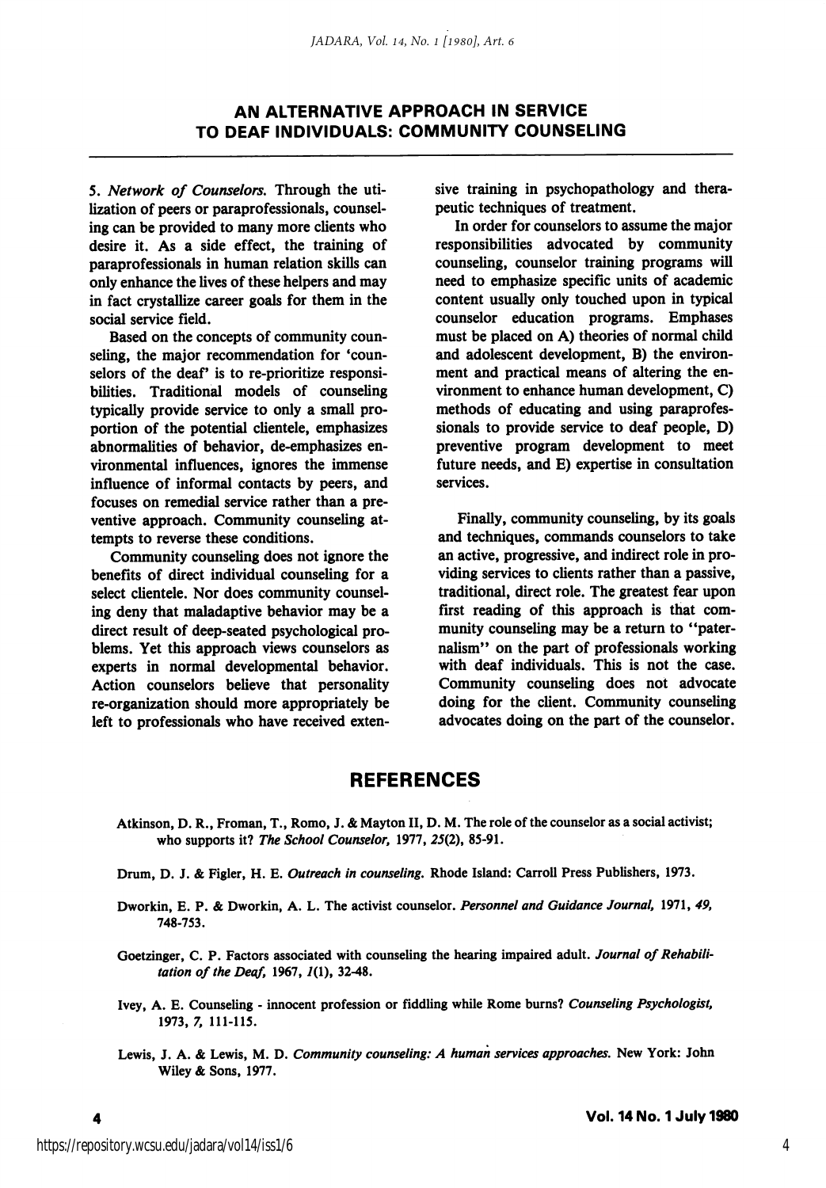## AN ALTERNATIVE APPROACH IN SERVICE TO DEAF INDIVIDUALS: COMMUNITY COUNSELING

5. *Network of Counselors.* Through the utilization of peers or paraprofessionals, counseling can be provided to many more clients who desire it. As a side effect, the training of paraprofessionals in human relation skills can only enhance the lives of these helpers and may in fact crystallize career goals for them in the social service field.

Based on the concepts of community counseling, the major recommendation for 'counselors of the deaf' is to re-prioritize responsibilities. Traditional models of counseling typically provide service to only a small proportion of the potential clientele, emphasizes abnormalities of behavior, de-emphasizes environmental influences, ignores the immense influence of informal contacts by peers, and focuses on remedial service rather than a preventive approach. Community counseling attempts to reverse these conditions.

Community counseling does not ignore the benefits of direct individual counseling for a select clientele. Nor does community counseling deny that maladaptive behavior may be a direct result of deep-seated psychological problems. Yet this approach views counselors as experts in normal developmental behavior. Action counselors believe that personality re-organization should more appropriately be left to professionals who have received extensive training in psychopathology and therapeutic techniques of treatment.

In order for counselors to assume the major responsibilities advocated by community counseling, counselor training programs will need to emphasize specific units of academic content usually only touched upon in typical counselor education programs. Emphases must be placed on A) theories of normal child and adolescent development, B) the environment and practical means of altering the environment to enhance human development, C) methods of educating and using paraprofessionals to provide service to deaf people, D) preventive program development to meet future needs, and E) expertise in consultation services.

Finally, community counseling, by its goals and techniques, commands counselors to take an active, progressive, and indirect role in providing services to clients rather than a passive, traditional, direct role. The greatest fear upon first reading of this approach is that community counseling may be a return to "paternalism" on the part of professionals working with deaf individuals. This is not the case. Community counseling does not advocate doing for the client. Community counseling advocates doing on the part of the counselor.

## REFERENCES

Atkinson, D. R., Froman, T., Romo, J. & Mayton II, D. M. The role of the counselor as a social activist; who supports it? *The School Counselor,* 1977, *25*(2), 85-91.

Drum, D. J. & Figler, H. E. *Outreach in counseling.* Rhode Island: Carroll Press Publishers, 1973.

Dworkin, E. P. & Dworkin, A. L. The activist counselor. *Personnel and Guidance Journal,* 1971, *49,* 748-753.

Goetzinger, C. P. Factors associated with counseling the hearing impaired adult. *Journal of Rehabilitation of the Deaf,* 1967, *1*(1), 32-48.

Ivey, A. E. Counseling - innocent profession or fiddling while Rome burns? *Counseling Psychologist,* 1973, *7,* 111-115.

Lewis, J. A. & Lewis, M. D. *Community counseling: A human services approaches.* New York: John Wiley & Sons, 1977.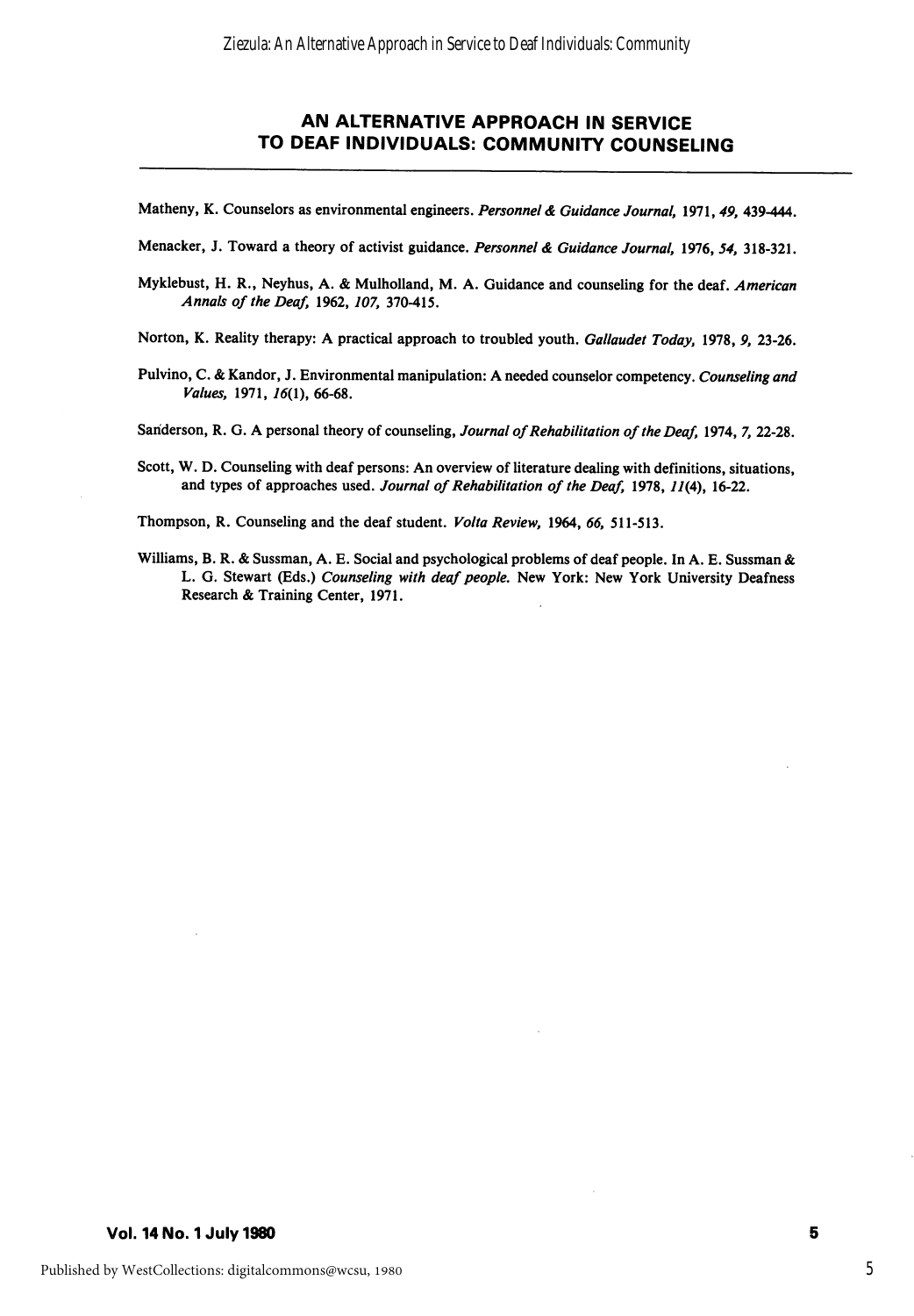## AN ALTERNATIVE APPROACH IN SERVICE TO DEAF INDIVIDUALS: COMMUNITY COUNSELING

Matheny, K. Counselors as environmental engineers. *Personnel & Guidance Journal,* 1971, *49,* 439-444.

Menacker, J. Toward a theory of activist guidance. *Personnel & Guidance Journal,* 1976, *54,* 318-321.

Myklebust, H. R., Neyhus, A. & Mulholland, M. A. Guidance and counseling for the deaf. *American Annals of the Deaf,* 1962, *107,* 370-415.

Norton, K. Reality therapy: A practical approach to troubled youth. *Gallaudet Today,* 1978, *9,* 23-26.

Pulvino, C. & Kandor, J. Environmental manipulation: A needed counselor competency. *Counseling and Values,* 1971, *16*(1), 66-68.

Sanderson, R. G. A personal theory of counseling, *Journal of Rehabilitation of the Deaf,* 1974, *7,* 22-28.

Scott, W. D. Counseling with deaf persons: An overview of literature dealing with definitions, situations, and types of approaches used. *Journal of Rehabilitation of the Deaf,* 1978, *11*(4), 16-22.

Thompson, R. Counseling and the deaf student. *Volta Review,* 1964, *66,* 511-513.

Williams, B. R. & Sussman, A. E. Social and psychological problems of deaf people. In A. E. Sussman & L. G. Stewart (Eds.) *Counseling with deaf people.* New York: New York University Deafness Research & Training Center, 1971.